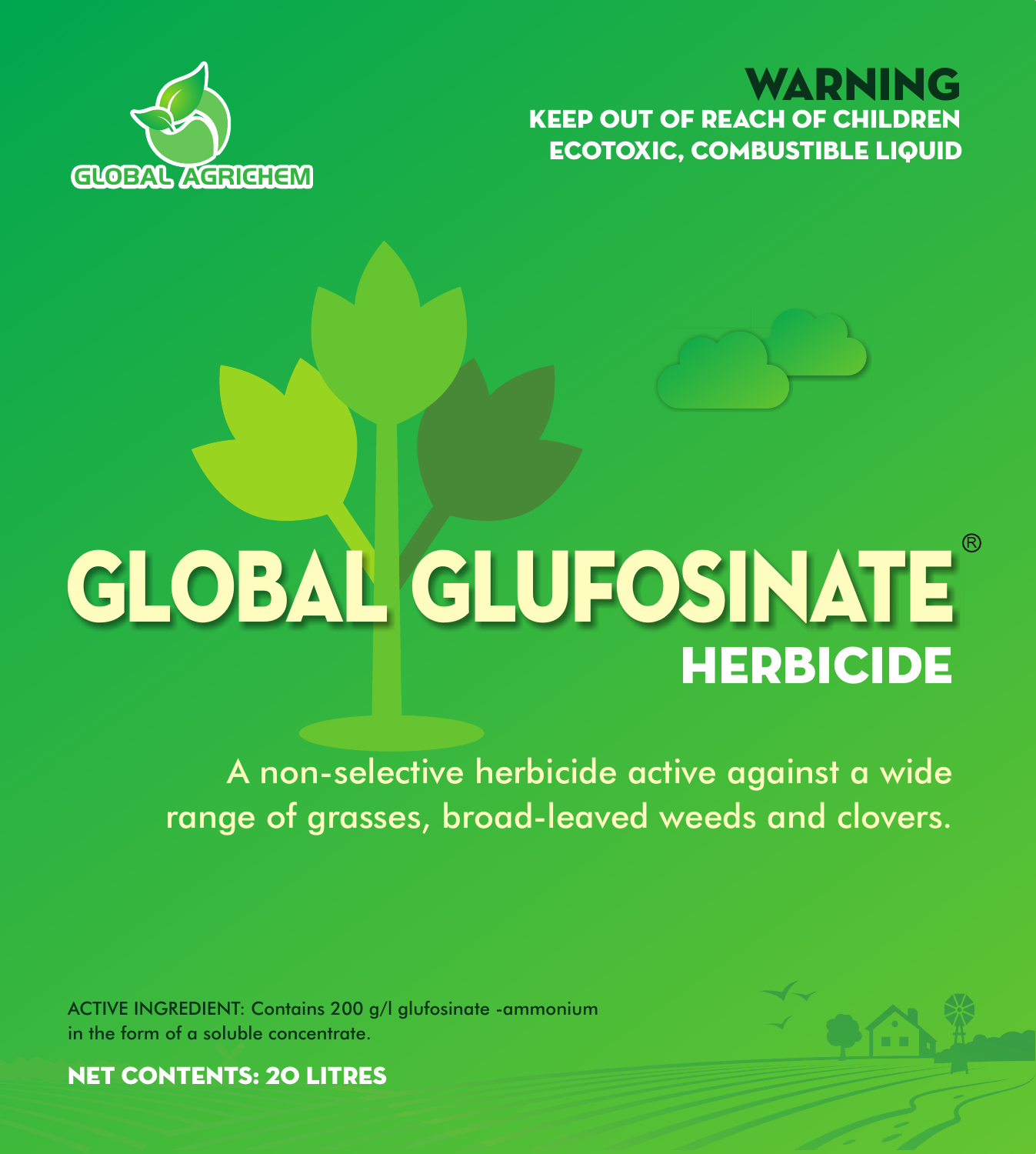GLOBAL AGRICHEM

**WARNING**
**KEEP OUT OF REACH OF CHILDREN**
**ECOTOXIC, COMBUSTIBLE LIQUID**

# GLOBAL GLUFOSINATE®

## HERBICIDE

A non-selective herbicide active against a wide range of grasses, broad-leaved weeds and clovers.

ACTIVE INGREDIENT: Contains 200 g/l glufosinate -ammonium in the form of a soluble concentrate.

**NET CONTENTS: 20 LITRES**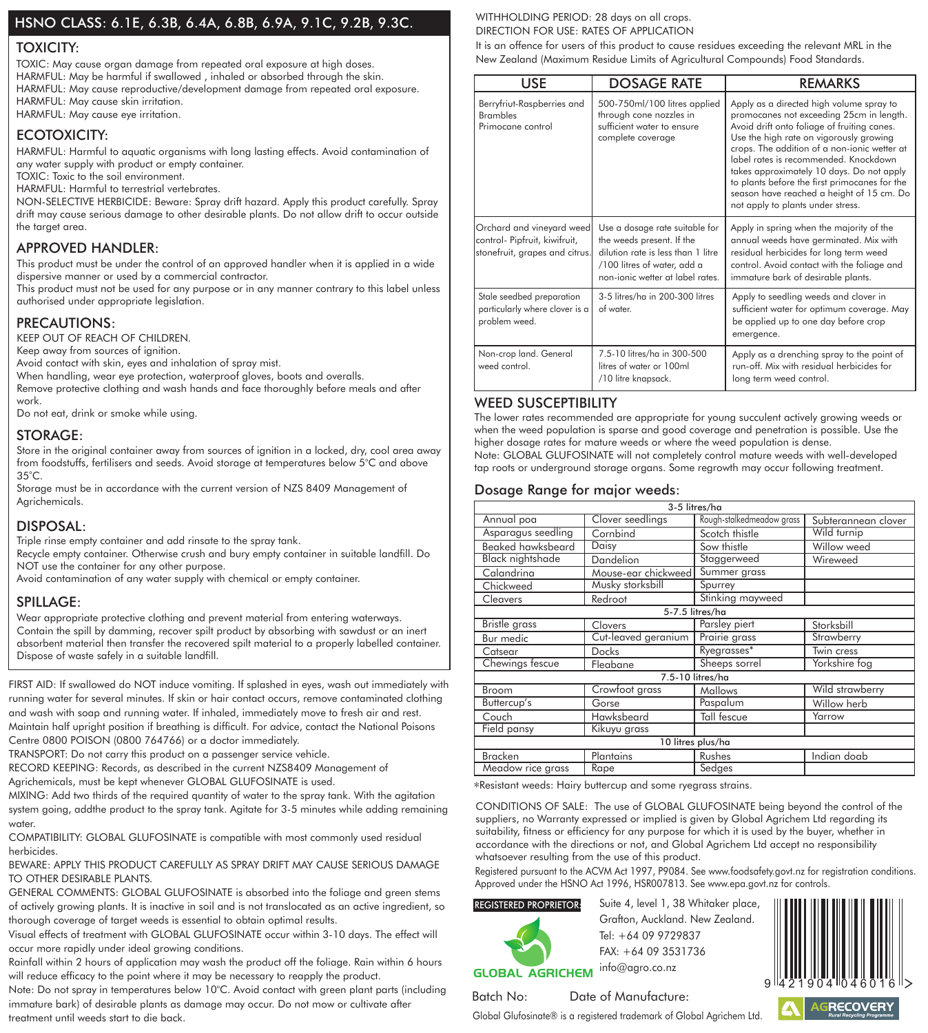# HSNO CLASS: 6.1E, 6.3B, 6.4A, 6.8B, 6.9A, 9.1C, 9.2B, 9.3C.

## TOXICITY:

TOXIC: May cause organ damage from repeated oral exposure at high doses.
HARMFUL: May be harmful if swallowed , inhaled or absorbed through the skin.
HARMFUL: May cause reproductive/development damage from repeated oral exposure.
HARMFUL: May cause skin irritation.
HARMFUL: May cause eye irritation.

## ECOTOXICITY:

HARMFUL: Harmful to aquatic organisms with long lasting effects. Avoid contamination of any water supply with product or empty container.
TOXIC: Toxic to the soil environment.
HARMFUL: Harmful to terrestrial vertebrates.
NON-SELECTIVE HERBICIDE: Beware: Spray drift hazard. Apply this product carefully. Spray drift may cause serious damage to other desirable plants. Do not allow drift to occur outside the target area.

## APPROVED HANDLER:

This product must be under the control of an approved handler when it is applied in a wide dispersive manner or used by a commercial contractor.
This product must not be used for any purpose or in any manner contrary to this label unless authorised under appropriate legislation.

## PRECAUTIONS:

KEEP OUT OF REACH OF CHILDREN.
Keep away from sources of ignition.
Avoid contact with skin, eyes and inhalation of spray mist.
When handling, wear eye protection, waterproof gloves, boots and overalls.
Remove protective clothing and wash hands and face thoroughly before meals and after work.
Do not eat, drink or smoke while using.

## STORAGE:

Store in the original container away from sources of ignition in a locked, dry, cool area away from foodstuffs, fertilisers and seeds. Avoid storage at temperatures below 5°C and above 35°C.
Storage must be in accordance with the current version of NZS 8409 Management of Agrichemicals.

## DISPOSAL:

Triple rinse empty container and add rinsate to the spray tank.
Recycle empty container. Otherwise crush and bury empty container in suitable landfill. Do NOT use the container for any other purpose.
Avoid contamination of any water supply with chemical or empty container.

## SPILLAGE:

Wear appropriate protective clothing and prevent material from entering waterways. Contain the spill by damming, recover spilt product by absorbing with sawdust or an inert absorbent material then transfer the recovered spilt material to a properly labelled container. Dispose of waste safely in a suitable landfill.

FIRST AID: If swallowed do NOT induce vomiting. If splashed in eyes, wash out immediately with running water for several minutes. If skin or hair contact occurs, remove contaminated clothing and wash with soap and running water. If inhaled, immediately move to fresh air and rest. Maintain half upright position if breathing is difficult. For advice, contact the National Poisons Centre 0800 POISON (0800 764766) or a doctor immediately.

TRANSPORT: Do not carry this product on a passenger service vehicle.

RECORD KEEPING: Records, as described in the current NZS8409 Management of Agrichemicals, must be kept whenever GLOBAL GLUFOSINATE is used.

MIXING: Add two thirds of the required quantity of water to the spray tank. With the agitation system going, addthe product to the spray tank. Agitate for 3-5 minutes while adding remaining water.

COMPATIBILITY: GLOBAL GLUFOSINATE is compatible with most commonly used residual herbicides.

BEWARE: APPLY THIS PRODUCT CAREFULLY AS SPRAY DRIFT MAY CAUSE SERIOUS DAMAGE TO OTHER DESIRABLE PLANTS.

GENERAL COMMENTS: GLOBAL GLUFOSINATE is absorbed into the foliage and green stems of actively growing plants. It is inactive in soil and is not translocated as an active ingredient, so thorough coverage of target weeds is essential to obtain optimal results.

Visual effects of treatment with GLOBAL GLUFOSINATE occur within 3-10 days. The effect will occur more rapidly under ideal growing conditions.

Rainfall within 2 hours of application may wash the product off the foliage. Rain within 6 hours will reduce efficacy to the point where it may be necessary to reapply the product.

Note: Do not spray in temperatures below 10°C. Avoid contact with green plant parts (including immature bark) of desirable plants as damage may occur. Do not mow or cultivate after treatment until weeds start to die back.

WITHHOLDING PERIOD: 28 days on all crops.
DIRECTION FOR USE: RATES OF APPLICATION
It is an offence for users of this product to cause residues exceeding the relevant MRL in the New Zealand (Maximum Residue Limits of Agricultural Compounds) Food Standards.

| USE | DOSAGE RATE | REMARKS |
|---|---|---|
| Berryfruit-Raspberries and Brambles Primocane control | 500-750ml/100 litres applied through cone nozzles in sufficient water to ensure complete coverage | Apply as a directed high volume spray to promocanes not exceeding 25cm in length. Avoid drift onto foliage of fruiting canes. Use the high rate on vigorously growing crops. The addition of a non-ionic wetter at label rates is recommended. Knockdown takes approximately 10 days. Do not apply to plants before the first primocanes for the season have reached a height of 15 cm. Do not apply to plants under stress. |
| Orchard and vineyard weed control- Pipfruit, kiwifruit, stonefruit, grapes and citrus. | Use a dosage rate suitable for the weeds present. If the dilution rate is less than 1 litre /100 litres of water, add a non-ionic wetter at label rates. | Apply in spring when the majority of the annual weeds have germinated. Mix with residual herbicides for long term weed control. Avoid contact with the foliage and immature bark of desirable plants. |
| Stale seedbed preparation particularly where clover is a problem weed. | 3-5 litres/ha in 200-300 litres of water. | Apply to seedling weeds and clover in sufficient water for optimum coverage. May be applied up to one day before crop emergence. |
| Non-crop land. General weed control. | 7.5-10 litres/ha in 300-500 litres of water or 100ml /10 litre knapsack. | Apply as a drenching spray to the point of run-off. Mix with residual herbicides for long term weed control. |

## WEED SUSCEPTIBILITY

The lower rates recommended are appropriate for young succulent actively growing weeds or when the weed population is sparse and good coverage and penetration is possible. Use the higher dosage rates for mature weeds or where the weed population is dense.
Note: GLOBAL GLUFOSINATE will not completely control mature weeds with well-developed tap roots or underground storage organs. Some regrowth may occur following treatment.

## Dosage Range for major weeds:

| | | | |
|---|---|---|---|
| **3-5 litres/ha** | | | |
| Annual poa | Clover seedlings | Rough-stalkedmeadow grass | Subterannean clover |
| Asparagus seedling | Cornbind | Scotch thistle | Wild turnip |
| Beaked hawksbeard | Daisy | Sow thistle | Willow weed |
| Black nightshade | Dandelion | Staggerweed | Wireweed |
| Calandrina | Mouse-ear chickweed | Summer grass | |
| Chickweed | Musky storksbill | Spurrey | |
| Cleavers | Redroot | Stinking mayweed | |
| **5-7.5 litres/ha** | | | |
| Bristle grass | Clovers | Parsley piert | Storksbill |
| Bur medic | Cut-leaved geranium | Prairie grass | Strawberry |
| Catsear | Docks | Ryegrasses* | Twin cress |
| Chewings fescue | Fleabane | Sheeps sorrel | Yorkshire fog |
| **7.5-10 litres/ha** | | | |
| Broom | Crowfoot grass | Mallows | Wild strawberry |
| Buttercup's | Gorse | Paspalum | Willow herb |
| Couch | Hawksbeard | Tall fescue | Yarrow |
| Field pansy | Kikuyu grass | | |
| **10 litres plus/ha** | | | |
| Bracken | Plantains | Rushes | Indian doab |
| Meadow rice grass | Rape | Sedges | |

*Resistant weeds: Hairy buttercup and some ryegrass strains.

CONDITIONS OF SALE: The use of GLOBAL GLUFOSINATE being beyond the control of the suppliers, no Warranty expressed or implied is given by Global Agrichem Ltd regarding its suitability, fitness or efficiency for any purpose for which it is used by the buyer, whether in accordance with the directions or not, and Global Agrichem Ltd accept no responsibility whatsoever resulting from the use of this product.

Registered pursuant to the ACVM Act 1997, P9084. See www.foodsafety.govt.nz for registration conditions. Approved under the HSNO Act 1996, HSR007813. See www.epa.govt.nz for controls.

REGISTERED PROPRIETOR:

GLOBAL AGRICHEM

Suite 4, level 1, 38 Whitaker place,
Grafton, Auckland. New Zealand.
Tel: +64 09 9729837
FAX: +64 09 3531736
info@agro.co.nz

9 421904 046016

Batch No: Date of Manufacture:

Global Glufosinate® is a registered trademark of Global Agrichem Ltd.

AGRECOVERY Rural Recycling Programme